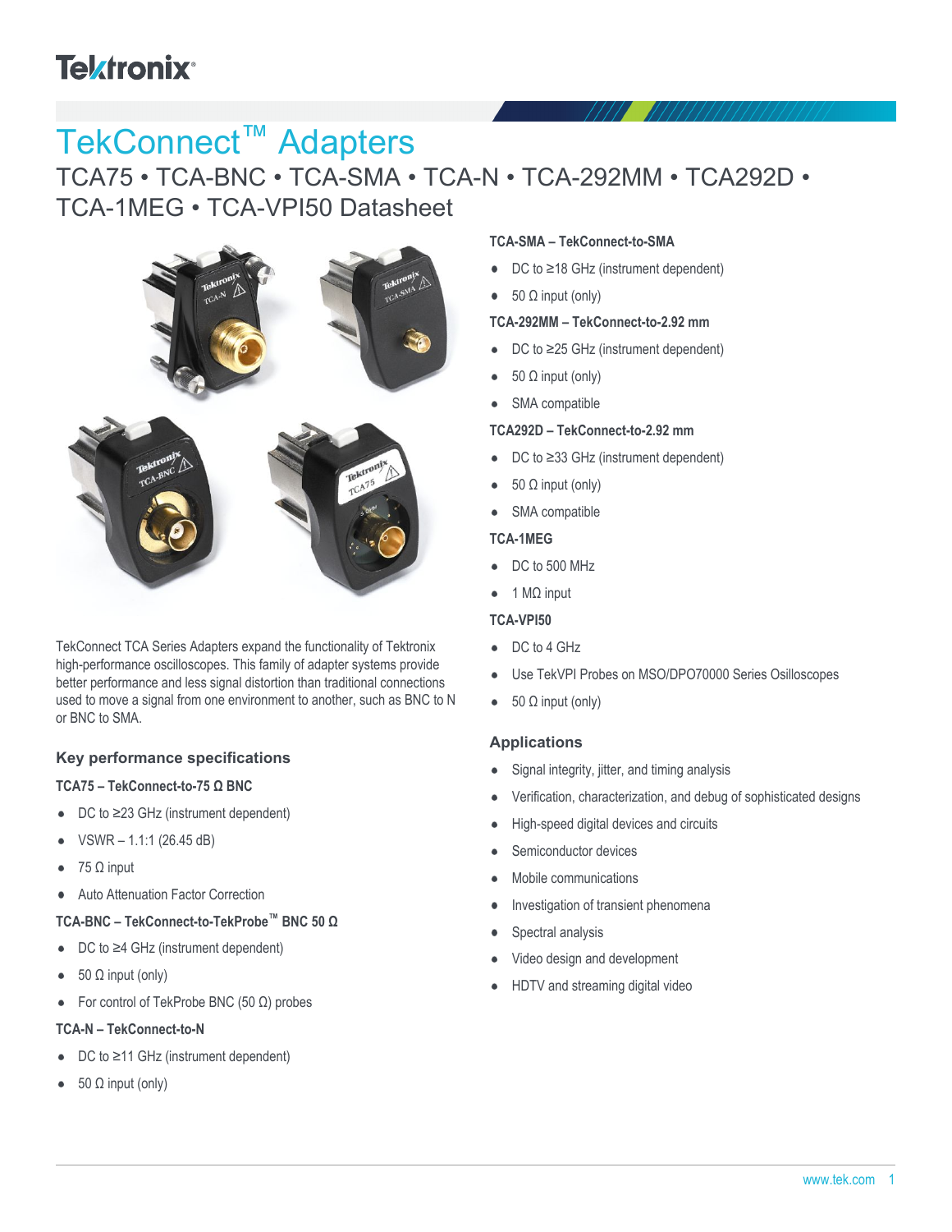# TekConnect™ Adapters

## TCA75 • TCA-BNC • TCA-SMA • TCA-N • TCA-292MM • TCA292D • TCA-1MEG • TCA-VPI50 Datasheet

TekConnect TCA Series Adapters expand the functionality of Tektronix high-performance oscilloscopes. This family of adapter systems provide better performance and less signal distortion than traditional connections used to move a signal from one environment to another, such as BNC to N or BNC to SMA.

### Key performance specifications

**TCA75 – TekConnect-to-75 Ω BNC**

- DC to ≥23 GHz (instrument dependent)
- VSWR – 1.1:1 (26.45 dB)
- 75 Ω input
- Auto Attenuation Factor Correction

**TCA-BNC – TekConnect-to-TekProbe™ BNC 50 Ω**

- DC to ≥4 GHz (instrument dependent)
- 50 Ω input (only)
- For control of TekProbe BNC (50 Ω) probes

**TCA-N – TekConnect-to-N**

- DC to ≥11 GHz (instrument dependent)
- 50 Ω input (only)

**TCA-SMA – TekConnect-to-SMA**

- DC to ≥18 GHz (instrument dependent)
- 50 Ω input (only)

**TCA-292MM – TekConnect-to-2.92 mm**

- DC to ≥25 GHz (instrument dependent)
- 50 Ω input (only)
- SMA compatible

**TCA292D – TekConnect-to-2.92 mm**

- DC to ≥33 GHz (instrument dependent)
- 50 Ω input (only)
- SMA compatible

**TCA-1MEG**

- DC to 500 MHz
- 1 MΩ input

**TCA-VPI50**

- DC to 4 GHz
- Use TekVPI Probes on MSO/DPO70000 Series Osilloscopes
- 50 Ω input (only)

### Applications

- Signal integrity, jitter, and timing analysis
- Verification, characterization, and debug of sophisticated designs
- High-speed digital devices and circuits
- Semiconductor devices
- Mobile communications
- Investigation of transient phenomena
- Spectral analysis
- Video design and development
- HDTV and streaming digital video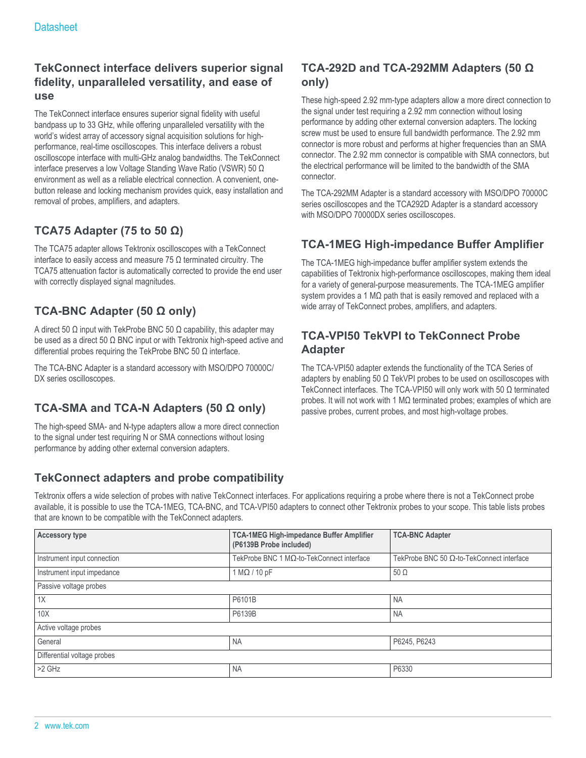## TekConnect interface delivers superior signal fidelity, unparalleled versatility, and ease of use

The TekConnect interface ensures superior signal fidelity with useful bandpass up to 33 GHz, while offering unparalleled versatility with the world's widest array of accessory signal acquisition solutions for high-performance, real-time oscilloscopes. This interface delivers a robust oscilloscope interface with multi-GHz analog bandwidths. The TekConnect interface preserves a low Voltage Standing Wave Ratio (VSWR) 50 Ω environment as well as a reliable electrical connection. A convenient, one-button release and locking mechanism provides quick, easy installation and removal of probes, amplifiers, and adapters.

## TCA75 Adapter (75 to 50 Ω)

The TCA75 adapter allows Tektronix oscilloscopes with a TekConnect interface to easily access and measure 75 Ω terminated circuitry. The TCA75 attenuation factor is automatically corrected to provide the end user with correctly displayed signal magnitudes.

## TCA-BNC Adapter (50 Ω only)

A direct 50 Ω input with TekProbe BNC 50 Ω capability, this adapter may be used as a direct 50 Ω BNC input or with Tektronix high-speed active and differential probes requiring the TekProbe BNC 50 Ω interface.

The TCA-BNC Adapter is a standard accessory with MSO/DPO 70000C/DX series oscilloscopes.

## TCA-SMA and TCA-N Adapters (50 Ω only)

The high-speed SMA- and N-type adapters allow a more direct connection to the signal under test requiring N or SMA connections without losing performance by adding other external conversion adapters.

## TCA-292D and TCA-292MM Adapters (50 Ω only)

These high-speed 2.92 mm-type adapters allow a more direct connection to the signal under test requiring a 2.92 mm connection without losing performance by adding other external conversion adapters. The locking screw must be used to ensure full bandwidth performance. The 2.92 mm connector is more robust and performs at higher frequencies than an SMA connector. The 2.92 mm connector is compatible with SMA connectors, but the electrical performance will be limited to the bandwidth of the SMA connector.

The TCA-292MM Adapter is a standard accessory with MSO/DPO 70000C series oscilloscopes and the TCA292D Adapter is a standard accessory with MSO/DPO 70000DX series oscilloscopes.

## TCA-1MEG High-impedance Buffer Amplifier

The TCA-1MEG high-impedance buffer amplifier system extends the capabilities of Tektronix high-performance oscilloscopes, making them ideal for a variety of general-purpose measurements. The TCA-1MEG amplifier system provides a 1 MΩ path that is easily removed and replaced with a wide array of TekConnect probes, amplifiers, and adapters.

## TCA-VPI50 TekVPI to TekConnect Probe Adapter

The TCA-VPI50 adapter extends the functionality of the TCA Series of adapters by enabling 50 Ω TekVPI probes to be used on oscilloscopes with TekConnect interfaces. The TCA-VPI50 will only work with 50 Ω terminated probes. It will not work with 1 MΩ terminated probes; examples of which are passive probes, current probes, and most high-voltage probes.

## TekConnect adapters and probe compatibility

Tektronix offers a wide selection of probes with native TekConnect interfaces. For applications requiring a probe where there is not a TekConnect probe available, it is possible to use the TCA-1MEG, TCA-BNC, and TCA-VPI50 adapters to connect other Tektronix probes to your scope. This table lists probes that are known to be compatible with the TekConnect adapters.

| Accessory type | TCA-1MEG High-impedance Buffer Amplifier (P6139B Probe included) | TCA-BNC Adapter |
|---|---|---|
| Instrument input connection | TekProbe BNC 1 MΩ-to-TekConnect interface | TekProbe BNC 50 Ω-to-TekConnect interface |
| Instrument input impedance | 1 MΩ / 10 pF | 50 Ω |
| Passive voltage probes | | |
| 1X | P6101B | NA |
| 10X | P6139B | NA |
| Active voltage probes | | |
| General | NA | P6245, P6243 |
| Differential voltage probes | | |
| >2 GHz | NA | P6330 |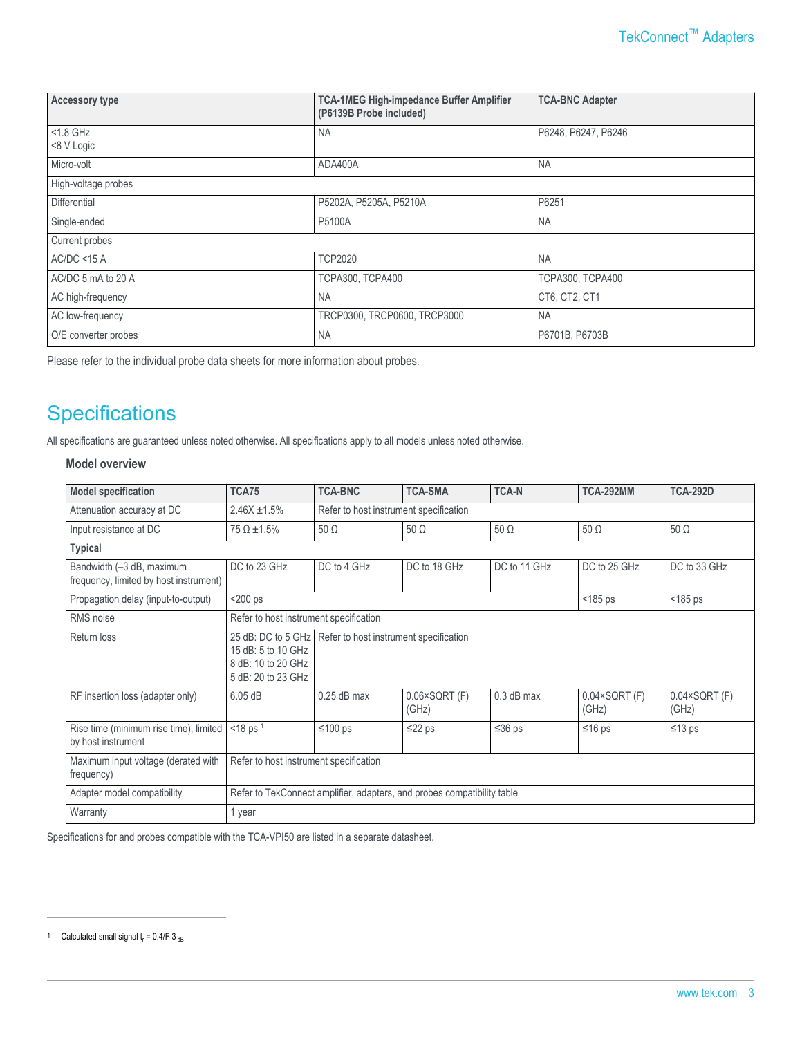| Accessory type | TCA-1MEG High-impedance Buffer Amplifier (P6139B Probe included) | TCA-BNC Adapter |
| --- | --- | --- |
| <1.8 GHz<br><8 V Logic | NA | P6248, P6247, P6246 |
| Micro-volt | ADA400A | NA |
| High-voltage probes | | |
| Differential | P5202A, P5205A, P5210A | P6251 |
| Single-ended | P5100A | NA |
| Current probes | | |
| AC/DC <15 A | TCP2020 | NA |
| AC/DC 5 mA to 20 A | TCPA300, TCPA400 | TCPA300, TCPA400 |
| AC high-frequency | NA | CT6, CT2, CT1 |
| AC low-frequency | TRCP0300, TRCP0600, TRCP3000 | NA |
| O/E converter probes | NA | P6701B, P6703B |

Please refer to the individual probe data sheets for more information about probes.

# Specifications

All specifications are guaranteed unless noted otherwise. All specifications apply to all models unless noted otherwise.

### Model overview

| Model specification | TCA75 | TCA-BNC | TCA-SMA | TCA-N | TCA-292MM | TCA-292D |
| --- | --- | --- | --- | --- | --- | --- |
| Attenuation accuracy at DC | 2.46X ±1.5% | Refer to host instrument specification | | | | |
| Input resistance at DC | 75 Ω ±1.5% | 50 Ω | 50 Ω | 50 Ω | 50 Ω | 50 Ω |
| **Typical** | | | | | | |
| Bandwidth (–3 dB, maximum frequency, limited by host instrument) | DC to 23 GHz | DC to 4 GHz | DC to 18 GHz | DC to 11 GHz | DC to 25 GHz | DC to 33 GHz |
| Propagation delay (input-to-output) | <200 ps | | | | <185 ps | <185 ps |
| RMS noise | Refer to host instrument specification | | | | | |
| Return loss | 25 dB: DC to 5 GHz<br>15 dB: 5 to 10 GHz<br>8 dB: 10 to 20 GHz<br>5 dB: 20 to 23 GHz | Refer to host instrument specification | | | | |
| RF insertion loss (adapter only) | 6.05 dB | 0.25 dB max | 0.06×SQRT (F) (GHz) | 0.3 dB max | 0.04×SQRT (F) (GHz) | 0.04×SQRT (F) (GHz) |
| Rise time (minimum rise time), limited by host instrument | <18 ps [1] | ≤100 ps | ≤22 ps | ≤36 ps | ≤16 ps | ≤13 ps |
| Maximum input voltage (derated with frequency) | Refer to host instrument specification | | | | | |
| Adapter model compatibility | Refer to TekConnect amplifier, adapters, and probes compatibility table | | | | | |
| Warranty | 1 year | | | | | |

Specifications for and probes compatible with the TCA-VPI50 are listed in a separate datasheet.

[1] Calculated small signal $t_r = 0.4/F\ 3_{dB}$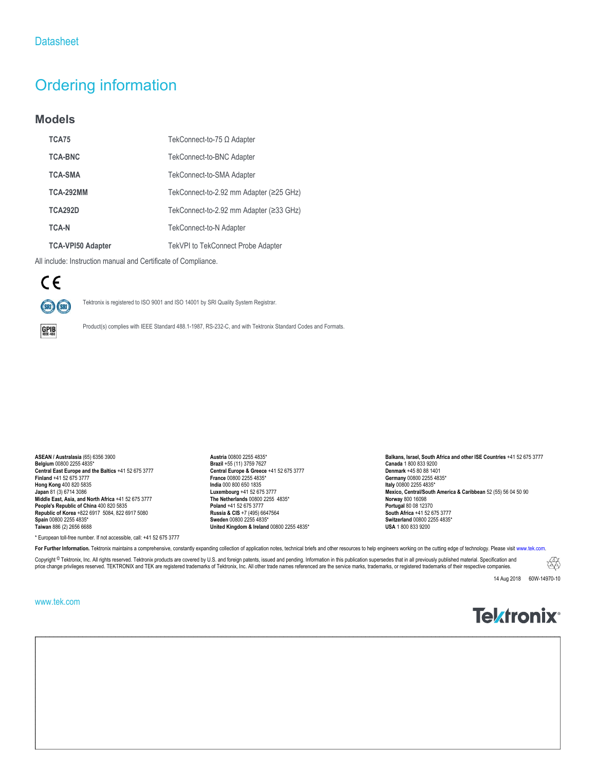# Ordering information

## Models

| | |
|---|---|
| **TCA75** | TekConnect-to-75 Ω Adapter |
| **TCA-BNC** | TekConnect-to-BNC Adapter |
| **TCA-SMA** | TekConnect-to-SMA Adapter |
| **TCA-292MM** | TekConnect-to-2.92 mm Adapter (≥25 GHz) |
| **TCA292D** | TekConnect-to-2.92 mm Adapter (≥33 GHz) |
| **TCA-N** | TekConnect-to-N Adapter |
| **TCA-VPI50 Adapter** | TekVPI to TekConnect Probe Adapter |

All include: Instruction manual and Certificate of Compliance.

Tektronix is registered to ISO 9001 and ISO 14001 by SRI Quality System Registrar.

Product(s) complies with IEEE Standard 488.1-1987, RS-232-C, and with Tektronix Standard Codes and Formats.

**ASEAN / Australasia** (65) 6356 3900
**Belgium** 00800 2255 4835*
**Central East Europe and the Baltics** +41 52 675 3777
**Finland** +41 52 675 3777
**Hong Kong** 400 820 5835
**Japan** 81 (3) 6714 3086
**Middle East, Asia, and North Africa** +41 52 675 3777
**People's Republic of China** 400 820 5835
**Republic of Korea** +822 6917 5084, 822 6917 5080
**Spain** 00800 2255 4835*
**Taiwan** 886 (2) 2656 6688

**Austria** 00800 2255 4835*
**Brazil** +55 (11) 3759 7627
**Central Europe & Greece** +41 52 675 3777
**France** 00800 2255 4835*
**India** 000 800 650 1835
**Luxembourg** +41 52 675 3777
**The Netherlands** 00800 2255 4835*
**Poland** +41 52 675 3777
**Russia & CIS** +7 (495) 6647564
**Sweden** 00800 2255 4835*
**United Kingdom & Ireland** 00800 2255 4835*

**Balkans, Israel, South Africa and other ISE Countries** +41 52 675 3777
**Canada** 1 800 833 9200
**Denmark** +45 80 88 1401
**Germany** 00800 2255 4835*
**Italy** 00800 2255 4835*
**Mexico, Central/South America & Caribbean** 52 (55) 56 04 50 90
**Norway** 800 16098
**Portugal** 80 08 12370
**South Africa** +41 52 675 3777
**Switzerland** 00800 2255 4835*
**USA** 1 800 833 9200

* European toll-free number. If not accessible, call: +41 52 675 3777

**For Further Information.** Tektronix maintains a comprehensive, constantly expanding collection of application notes, technical briefs and other resources to help engineers working on the cutting edge of technology. Please visit www.tek.com.

Copyright © Tektronix, Inc. All rights reserved. Tektronix products are covered by U.S. and foreign patents, issued and pending. Information in this publication supersedes that in all previously published material. Specification and price change privileges reserved. TEKTRONIX and TEK are registered trademarks of Tektronix, Inc. All other trade names referenced are the service marks, trademarks, or registered trademarks of their respective companies.

14 Aug 2018 60W-14970-10

www.tek.com